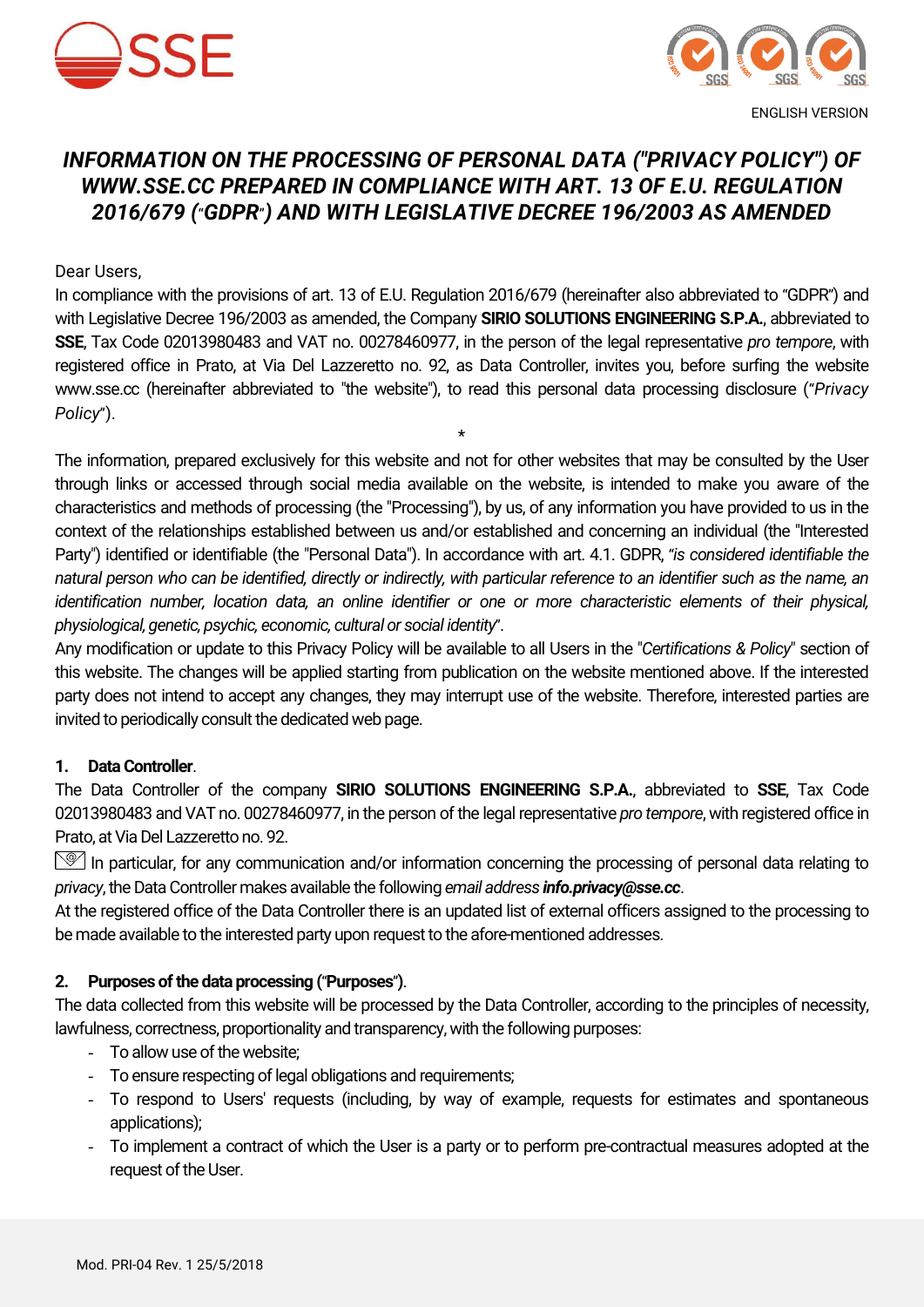ENGLISH VERSION

# *INFORMATION ON THE PROCESSING OF PERSONAL DATA ("PRIVACY POLICY") OF WWW.SSE.CC PREPARED IN COMPLIANCE WITH ART. 13 OF E.U. REGULATION 2016/679 ("GDPR") AND WITH LEGISLATIVE DECREE 196/2003 AS AMENDED*

Dear Users,

In compliance with the provisions of art. 13 of E.U. Regulation 2016/679 (hereinafter also abbreviated to "GDPR") and with Legislative Decree 196/2003 as amended, the Company **SIRIO SOLUTIONS ENGINEERING S.P.A.**, abbreviated to **SSE**, Tax Code 02013980483 and VAT no. 00278460977, in the person of the legal representative *pro tempore*, with registered office in Prato, at Via Del Lazzeretto no. 92, as Data Controller, invites you, before surfing the website www.sse.cc (hereinafter abbreviated to "the website"), to read this personal data processing disclosure ("*Privacy Policy*").

*

The information, prepared exclusively for this website and not for other websites that may be consulted by the User through links or accessed through social media available on the website, is intended to make you aware of the characteristics and methods of processing (the "Processing"), by us, of any information you have provided to us in the context of the relationships established between us and/or established and concerning an individual (the "Interested Party") identified or identifiable (the "Personal Data"). In accordance with art. 4.1. GDPR, *"is considered identifiable the natural person who can be identified, directly or indirectly, with particular reference to an identifier such as the name, an identification number, location data, an online identifier or one or more characteristic elements of their physical, physiological, genetic, psychic, economic, cultural or social identity*".

Any modification or update to this Privacy Policy will be available to all Users in the "*Certifications & Policy*" section of this website. The changes will be applied starting from publication on the website mentioned above. If the interested party does not intend to accept any changes, they may interrupt use of the website. Therefore, interested parties are invited to periodically consult the dedicated web page.

## 1. Data Controller.

The Data Controller of the company **SIRIO SOLUTIONS ENGINEERING S.P.A.**, abbreviated to **SSE**, Tax Code 02013980483 and VAT no. 00278460977, in the person of the legal representative *pro tempore*, with registered office in Prato, at Via Del Lazzeretto no. 92.

In particular, for any communication and/or information concerning the processing of personal data relating to *privacy*, the Data Controller makes available the following *email address* ***info.privacy@sse.cc***.

At the registered office of the Data Controller there is an updated list of external officers assigned to the processing to be made available to the interested party upon request to the afore-mentioned addresses.

## 2. Purposes of the data processing ("Purposes").

The data collected from this website will be processed by the Data Controller, according to the principles of necessity, lawfulness, correctness, proportionality and transparency, with the following purposes:

- To allow use of the website;
- To ensure respecting of legal obligations and requirements;
- To respond to Users' requests (including, by way of example, requests for estimates and spontaneous applications);
- To implement a contract of which the User is a party or to perform pre-contractual measures adopted at the request of the User.

Mod. PRI-04 Rev. 1 25/5/2018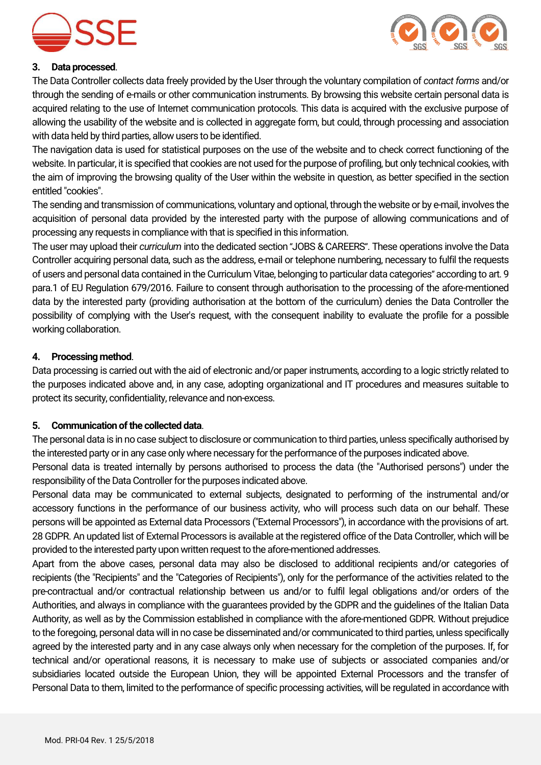### 3. Data processed.

The Data Controller collects data freely provided by the User through the voluntary compilation of *contact forms* and/or through the sending of e-mails or other communication instruments. By browsing this website certain personal data is acquired relating to the use of Internet communication protocols. This data is acquired with the exclusive purpose of allowing the usability of the website and is collected in aggregate form, but could, through processing and association with data held by third parties, allow users to be identified.

The navigation data is used for statistical purposes on the use of the website and to check correct functioning of the website. In particular, it is specified that cookies are not used for the purpose of profiling, but only technical cookies, with the aim of improving the browsing quality of the User within the website in question, as better specified in the section entitled "cookies".

The sending and transmission of communications, voluntary and optional, through the website or by e-mail, involves the acquisition of personal data provided by the interested party with the purpose of allowing communications and of processing any requests in compliance with that is specified in this information.

The user may upload their *curriculum* into the dedicated section "JOBS & CAREERS". These operations involve the Data Controller acquiring personal data, such as the address, e-mail or telephone numbering, necessary to fulfil the requests of users and personal data contained in the Curriculum Vitae, belonging to particular data categories" according to art. 9 para.1 of EU Regulation 679/2016. Failure to consent through authorisation to the processing of the afore-mentioned data by the interested party (providing authorisation at the bottom of the curriculum) denies the Data Controller the possibility of complying with the User's request, with the consequent inability to evaluate the profile for a possible working collaboration.

### 4. Processing method.

Data processing is carried out with the aid of electronic and/or paper instruments, according to a logic strictly related to the purposes indicated above and, in any case, adopting organizational and IT procedures and measures suitable to protect its security, confidentiality, relevance and non-excess.

### 5. Communication of the collected data.

The personal data is in no case subject to disclosure or communication to third parties, unless specifically authorised by the interested party or in any case only where necessary for the performance of the purposes indicated above.

Personal data is treated internally by persons authorised to process the data (the "Authorised persons") under the responsibility of the Data Controller for the purposes indicated above.

Personal data may be communicated to external subjects, designated to performing of the instrumental and/or accessory functions in the performance of our business activity, who will process such data on our behalf. These persons will be appointed as External data Processors ("External Processors"), in accordance with the provisions of art. 28 GDPR. An updated list of External Processors is available at the registered office of the Data Controller, which will be provided to the interested party upon written request to the afore-mentioned addresses.

Apart from the above cases, personal data may also be disclosed to additional recipients and/or categories of recipients (the "Recipients" and the "Categories of Recipients"), only for the performance of the activities related to the pre-contractual and/or contractual relationship between us and/or to fulfil legal obligations and/or orders of the Authorities, and always in compliance with the guarantees provided by the GDPR and the guidelines of the Italian Data Authority, as well as by the Commission established in compliance with the afore-mentioned GDPR. Without prejudice to the foregoing, personal data will in no case be disseminated and/or communicated to third parties, unless specifically agreed by the interested party and in any case always only when necessary for the completion of the purposes. If, for technical and/or operational reasons, it is necessary to make use of subjects or associated companies and/or subsidiaries located outside the European Union, they will be appointed External Processors and the transfer of Personal Data to them, limited to the performance of specific processing activities, will be regulated in accordance with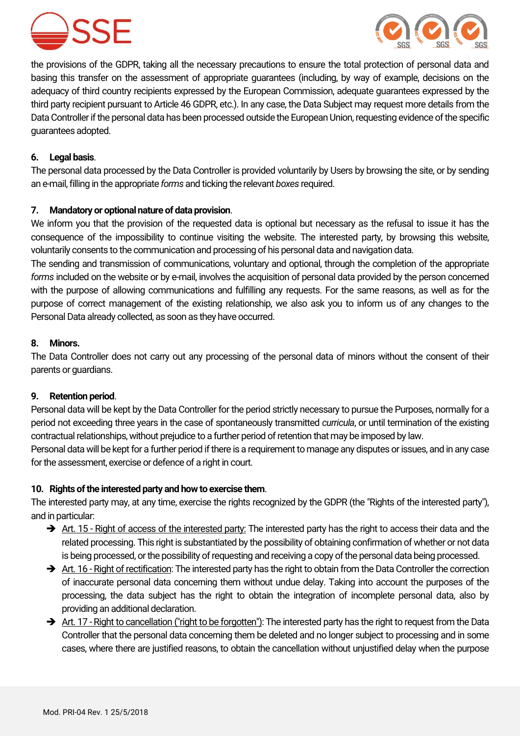the provisions of the GDPR, taking all the necessary precautions to ensure the total protection of personal data and basing this transfer on the assessment of appropriate guarantees (including, by way of example, decisions on the adequacy of third country recipients expressed by the European Commission, adequate guarantees expressed by the third party recipient pursuant to Article 46 GDPR, etc.). In any case, the Data Subject may request more details from the Data Controller if the personal data has been processed outside the European Union, requesting evidence of the specific guarantees adopted.

**6. Legal basis**.

The personal data processed by the Data Controller is provided voluntarily by Users by browsing the site, or by sending an e-mail, filling in the appropriate *forms* and ticking the relevant *boxes* required.

**7. Mandatory or optional nature of data provision**.

We inform you that the provision of the requested data is optional but necessary as the refusal to issue it has the consequence of the impossibility to continue visiting the website. The interested party, by browsing this website, voluntarily consents to the communication and processing of his personal data and navigation data.

The sending and transmission of communications, voluntary and optional, through the completion of the appropriate *forms* included on the website or by e-mail, involves the acquisition of personal data provided by the person concerned with the purpose of allowing communications and fulfilling any requests. For the same reasons, as well as for the purpose of correct management of the existing relationship, we also ask you to inform us of any changes to the Personal Data already collected, as soon as they have occurred.

**8. Minors.**

The Data Controller does not carry out any processing of the personal data of minors without the consent of their parents or guardians.

**9. Retention period**.

Personal data will be kept by the Data Controller for the period strictly necessary to pursue the Purposes, normally for a period not exceeding three years in the case of spontaneously transmitted *curricula*, or until termination of the existing contractual relationships, without prejudice to a further period of retention that may be imposed by law.

Personal data will be kept for a further period if there is a requirement to manage any disputes or issues, and in any case for the assessment, exercise or defence of a right in court.

**10. Rights of the interested party and how to exercise them**.

The interested party may, at any time, exercise the rights recognized by the GDPR (the "Rights of the interested party"), and in particular:

- ➔ Art. 15 - Right of access of the interested party: The interested party has the right to access their data and the related processing. This right is substantiated by the possibility of obtaining confirmation of whether or not data is being processed, or the possibility of requesting and receiving a copy of the personal data being processed.
- ➔ Art. 16 - Right of rectification: The interested party has the right to obtain from the Data Controller the correction of inaccurate personal data concerning them without undue delay. Taking into account the purposes of the processing, the data subject has the right to obtain the integration of incomplete personal data, also by providing an additional declaration.
- ➔ Art. 17 - Right to cancellation ("right to be forgotten"): The interested party has the right to request from the Data Controller that the personal data concerning them be deleted and no longer subject to processing and in some cases, where there are justified reasons, to obtain the cancellation without unjustified delay when the purpose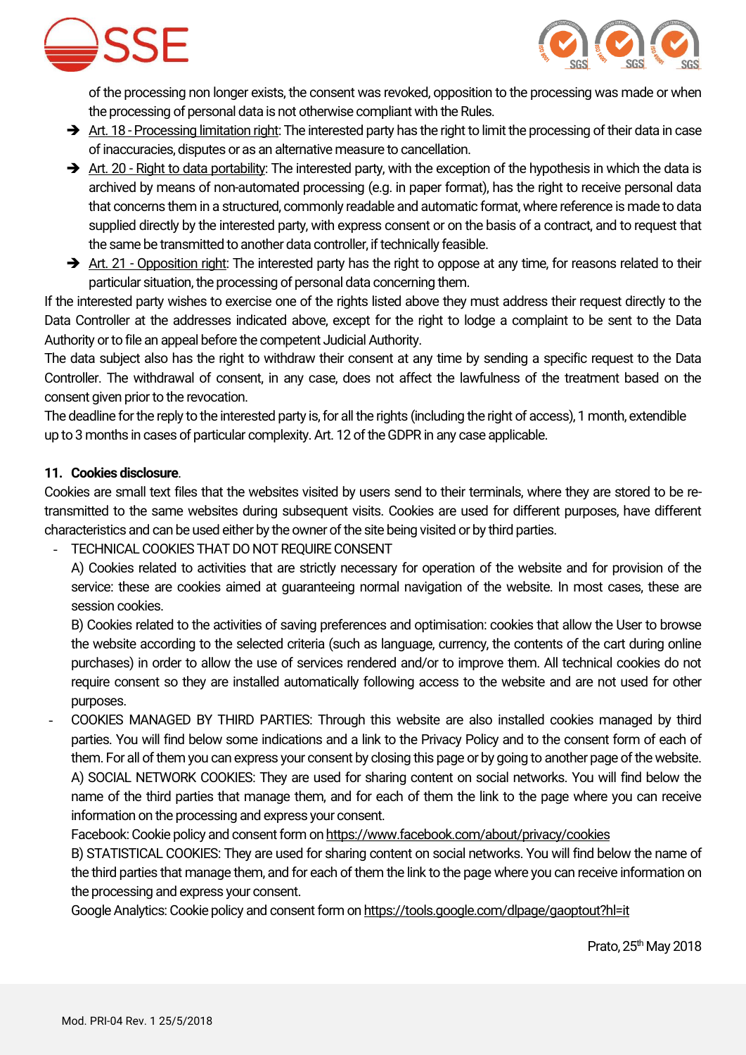of the processing non longer exists, the consent was revoked, opposition to the processing was made or when the processing of personal data is not otherwise compliant with the Rules.

- ➔ Art. 18 - Processing limitation right: The interested party has the right to limit the processing of their data in case of inaccuracies, disputes or as an alternative measure to cancellation.
- ➔ Art. 20 - Right to data portability: The interested party, with the exception of the hypothesis in which the data is archived by means of non-automated processing (e.g. in paper format), has the right to receive personal data that concerns them in a structured, commonly readable and automatic format, where reference is made to data supplied directly by the interested party, with express consent or on the basis of a contract, and to request that the same be transmitted to another data controller, if technically feasible.
- ➔ Art. 21 - Opposition right: The interested party has the right to oppose at any time, for reasons related to their particular situation, the processing of personal data concerning them.

If the interested party wishes to exercise one of the rights listed above they must address their request directly to the Data Controller at the addresses indicated above, except for the right to lodge a complaint to be sent to the Data Authority or to file an appeal before the competent Judicial Authority.

The data subject also has the right to withdraw their consent at any time by sending a specific request to the Data Controller. The withdrawal of consent, in any case, does not affect the lawfulness of the treatment based on the consent given prior to the revocation.

The deadline for the reply to the interested party is, for all the rights (including the right of access), 1 month, extendible up to 3 months in cases of particular complexity. Art. 12 of the GDPR in any case applicable.

**11. Cookies disclosure**.

Cookies are small text files that the websites visited by users send to their terminals, where they are stored to be re-transmitted to the same websites during subsequent visits. Cookies are used for different purposes, have different characteristics and can be used either by the owner of the site being visited or by third parties.

- TECHNICAL COOKIES THAT DO NOT REQUIRE CONSENT

  A) Cookies related to activities that are strictly necessary for operation of the website and for provision of the service: these are cookies aimed at guaranteeing normal navigation of the website. In most cases, these are session cookies.

  B) Cookies related to the activities of saving preferences and optimisation: cookies that allow the User to browse the website according to the selected criteria (such as language, currency, the contents of the cart during online purchases) in order to allow the use of services rendered and/or to improve them. All technical cookies do not require consent so they are installed automatically following access to the website and are not used for other purposes.

- COOKIES MANAGED BY THIRD PARTIES: Through this website are also installed cookies managed by third parties. You will find below some indications and a link to the Privacy Policy and to the consent form of each of them. For all of them you can express your consent by closing this page or by going to another page of the website.

  A) SOCIAL NETWORK COOKIES: They are used for sharing content on social networks. You will find below the name of the third parties that manage them, and for each of them the link to the page where you can receive information on the processing and express your consent.

  Facebook: Cookie policy and consent form on https://www.facebook.com/about/privacy/cookies

  B) STATISTICAL COOKIES: They are used for sharing content on social networks. You will find below the name of the third parties that manage them, and for each of them the link to the page where you can receive information on the processing and express your consent.

  Google Analytics: Cookie policy and consent form on https://tools.google.com/dlpage/gaoptout?hl=it

Prato, 25th May 2018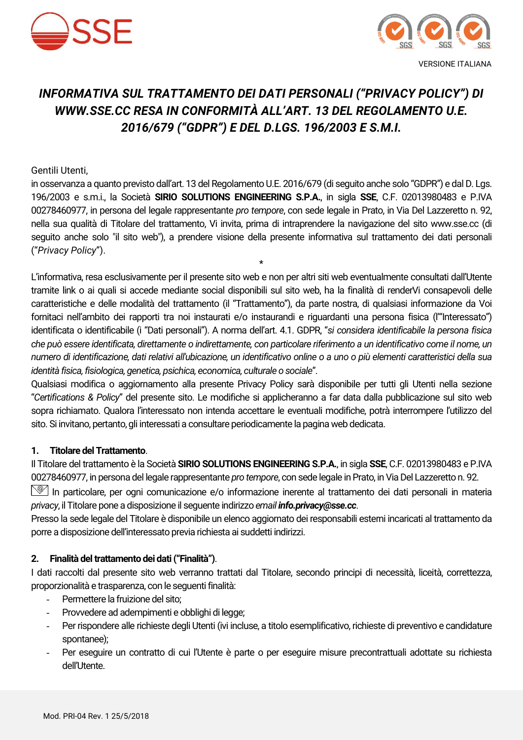VERSIONE ITALIANA

# *INFORMATIVA SUL TRATTAMENTO DEI DATI PERSONALI ("PRIVACY POLICY") DI WWW.SSE.CC RESA IN CONFORMITÀ ALL'ART. 13 DEL REGOLAMENTO U.E. 2016/679 ("GDPR") E DEL D.LGS. 196/2003 E S.M.I.*

Gentili Utenti,

in osservanza a quanto previsto dall'art. 13 del Regolamento U.E. 2016/679 (di seguito anche solo "GDPR") e dal D. Lgs. 196/2003 e s.m.i., la Società **SIRIO SOLUTIONS ENGINEERING S.P.A.**, in sigla **SSE**, C.F. 02013980483 e P.IVA 00278460977, in persona del legale rappresentante *pro tempore*, con sede legale in Prato, in Via Del Lazzeretto n. 92, nella sua qualità di Titolare del trattamento, Vi invita, prima di intraprendere la navigazione del sito www.sse.cc (di seguito anche solo "il sito web"), a prendere visione della presente informativa sul trattamento dei dati personali ("*Privacy Policy*").

*

L'informativa, resa esclusivamente per il presente sito web e non per altri siti web eventualmente consultati dall'Utente tramite link o ai quali si accede mediante social disponibili sul sito web, ha la finalità di renderVi consapevoli delle caratteristiche e delle modalità del trattamento (il "Trattamento"), da parte nostra, di qualsiasi informazione da Voi fornitaci nell'ambito dei rapporti tra noi instaurati e/o instaurandi e riguardanti una persona fisica (l'"Interessato") identificata o identificabile (i "Dati personali"). A norma dell'art. 4.1. GDPR, "*si considera identificabile la persona fisica che può essere identificata, direttamente o indirettamente, con particolare riferimento a un identificativo come il nome, un numero di identificazione, dati relativi all'ubicazione, un identificativo online o a uno o più elementi caratteristici della sua identità fisica, fisiologica, genetica, psichica, economica, culturale o sociale*".

Qualsiasi modifica o aggiornamento alla presente Privacy Policy sarà disponibile per tutti gli Utenti nella sezione "*Certifications & Policy*" del presente sito. Le modifiche si applicheranno a far data dalla pubblicazione sul sito web sopra richiamato. Qualora l'interessato non intenda accettare le eventuali modifiche, potrà interrompere l'utilizzo del sito. Si invitano, pertanto, gli interessati a consultare periodicamente la pagina web dedicata.

## 1. Titolare del Trattamento.

Il Titolare del trattamento è la Società **SIRIO SOLUTIONS ENGINEERING S.P.A.**, in sigla **SSE**, C.F. 02013980483 e P.IVA 00278460977, in persona del legale rappresentante *pro tempore*, con sede legale in Prato, in Via Del Lazzeretto n. 92.

In particolare, per ogni comunicazione e/o informazione inerente al trattamento dei dati personali in materia *privacy*, il Titolare pone a disposizione il seguente indirizzo *email* ***info.privacy@sse.cc***.

Presso la sede legale del Titolare è disponibile un elenco aggiornato dei responsabili esterni incaricati al trattamento da porre a disposizione dell'interessato previa richiesta ai suddetti indirizzi.

## 2. Finalità del trattamento dei dati ("Finalità").

I dati raccolti dal presente sito web verranno trattati dal Titolare, secondo principi di necessità, liceità, correttezza, proporzionalità e trasparenza, con le seguenti finalità:

- Permettere la fruizione del sito;
- Provvedere ad adempimenti e obblighi di legge;
- Per rispondere alle richieste degli Utenti (ivi incluse, a titolo esemplificativo, richieste di preventivo e candidature spontanee);
- Per eseguire un contratto di cui l'Utente è parte o per eseguire misure precontrattuali adottate su richiesta dell'Utente.

Mod. PRI-04 Rev. 1 25/5/2018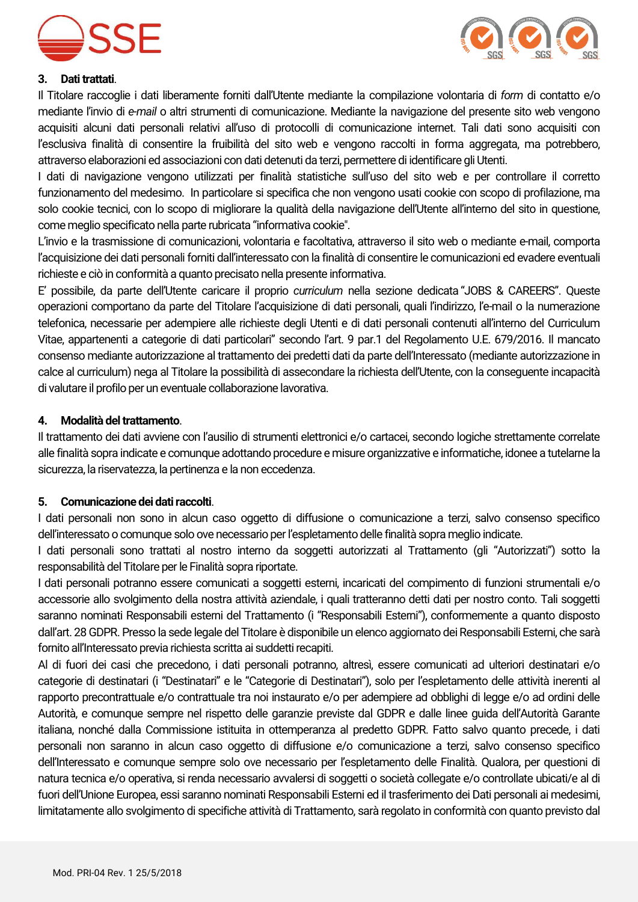### 3. **Dati trattati**.

Il Titolare raccoglie i dati liberamente forniti dall'Utente mediante la compilazione volontaria di *form* di contatto e/o mediante l'invio di *e-mail* o altri strumenti di comunicazione. Mediante la navigazione del presente sito web vengono acquisiti alcuni dati personali relativi all'uso di protocolli di comunicazione internet. Tali dati sono acquisiti con l'esclusiva finalità di consentire la fruibilità del sito web e vengono raccolti in forma aggregata, ma potrebbero, attraverso elaborazioni ed associazioni con dati detenuti da terzi, permettere di identificare gli Utenti.

I dati di navigazione vengono utilizzati per finalità statistiche sull'uso del sito web e per controllare il corretto funzionamento del medesimo. In particolare si specifica che non vengono usati cookie con scopo di profilazione, ma solo cookie tecnici, con lo scopo di migliorare la qualità della navigazione dell'Utente all'interno del sito in questione, come meglio specificato nella parte rubricata "informativa cookie".

L'invio e la trasmissione di comunicazioni, volontaria e facoltativa, attraverso il sito web o mediante e-mail, comporta l'acquisizione dei dati personali forniti dall'interessato con la finalità di consentire le comunicazioni ed evadere eventuali richieste e ciò in conformità a quanto precisato nella presente informativa.

E' possibile, da parte dell'Utente caricare il proprio *curriculum* nella sezione dedicata "JOBS & CAREERS". Queste operazioni comportano da parte del Titolare l'acquisizione di dati personali, quali l'indirizzo, l'e-mail o la numerazione telefonica, necessarie per adempiere alle richieste degli Utenti e di dati personali contenuti all'interno del Curriculum Vitae, appartenenti a categorie di dati particolari" secondo l'art. 9 par.1 del Regolamento U.E. 679/2016. Il mancato consenso mediante autorizzazione al trattamento dei predetti dati da parte dell'Interessato (mediante autorizzazione in calce al curriculum) nega al Titolare la possibilità di assecondare la richiesta dell'Utente, con la conseguente incapacità di valutare il profilo per un eventuale collaborazione lavorativa.

### 4. **Modalità del trattamento**.

Il trattamento dei dati avviene con l'ausilio di strumenti elettronici e/o cartacei, secondo logiche strettamente correlate alle finalità sopra indicate e comunque adottando procedure e misure organizzative e informatiche, idonee a tutelarne la sicurezza, la riservatezza, la pertinenza e la non eccedenza.

### 5. **Comunicazione dei dati raccolti**.

I dati personali non sono in alcun caso oggetto di diffusione o comunicazione a terzi, salvo consenso specifico dell'interessato o comunque solo ove necessario per l'espletamento delle finalità sopra meglio indicate.

I dati personali sono trattati al nostro interno da soggetti autorizzati al Trattamento (gli "Autorizzati") sotto la responsabilità del Titolare per le Finalità sopra riportate.

I dati personali potranno essere comunicati a soggetti esterni, incaricati del compimento di funzioni strumentali e/o accessorie allo svolgimento della nostra attività aziendale, i quali tratteranno detti dati per nostro conto. Tali soggetti saranno nominati Responsabili esterni del Trattamento (i "Responsabili Esterni"), conformemente a quanto disposto dall'art. 28 GDPR. Presso la sede legale del Titolare è disponibile un elenco aggiornato dei Responsabili Esterni, che sarà fornito all'Interessato previa richiesta scritta ai suddetti recapiti.

Al di fuori dei casi che precedono, i dati personali potranno, altresì, essere comunicati ad ulteriori destinatari e/o categorie di destinatari (i "Destinatari" e le "Categorie di Destinatari"), solo per l'espletamento delle attività inerenti al rapporto precontrattuale e/o contrattuale tra noi instaurato e/o per adempiere ad obblighi di legge e/o ad ordini delle Autorità, e comunque sempre nel rispetto delle garanzie previste dal GDPR e dalle linee guida dell'Autorità Garante italiana, nonché dalla Commissione istituita in ottemperanza al predetto GDPR. Fatto salvo quanto precede, i dati personali non saranno in alcun caso oggetto di diffusione e/o comunicazione a terzi, salvo consenso specifico dell'Interessato e comunque sempre solo ove necessario per l'espletamento delle Finalità. Qualora, per questioni di natura tecnica e/o operativa, si renda necessario avvalersi di soggetti o società collegate e/o controllate ubicati/e al di fuori dell'Unione Europea, essi saranno nominati Responsabili Esterni ed il trasferimento dei Dati personali ai medesimi, limitatamente allo svolgimento di specifiche attività di Trattamento, sarà regolato in conformità con quanto previsto dal

Mod. PRI-04 Rev. 1 25/5/2018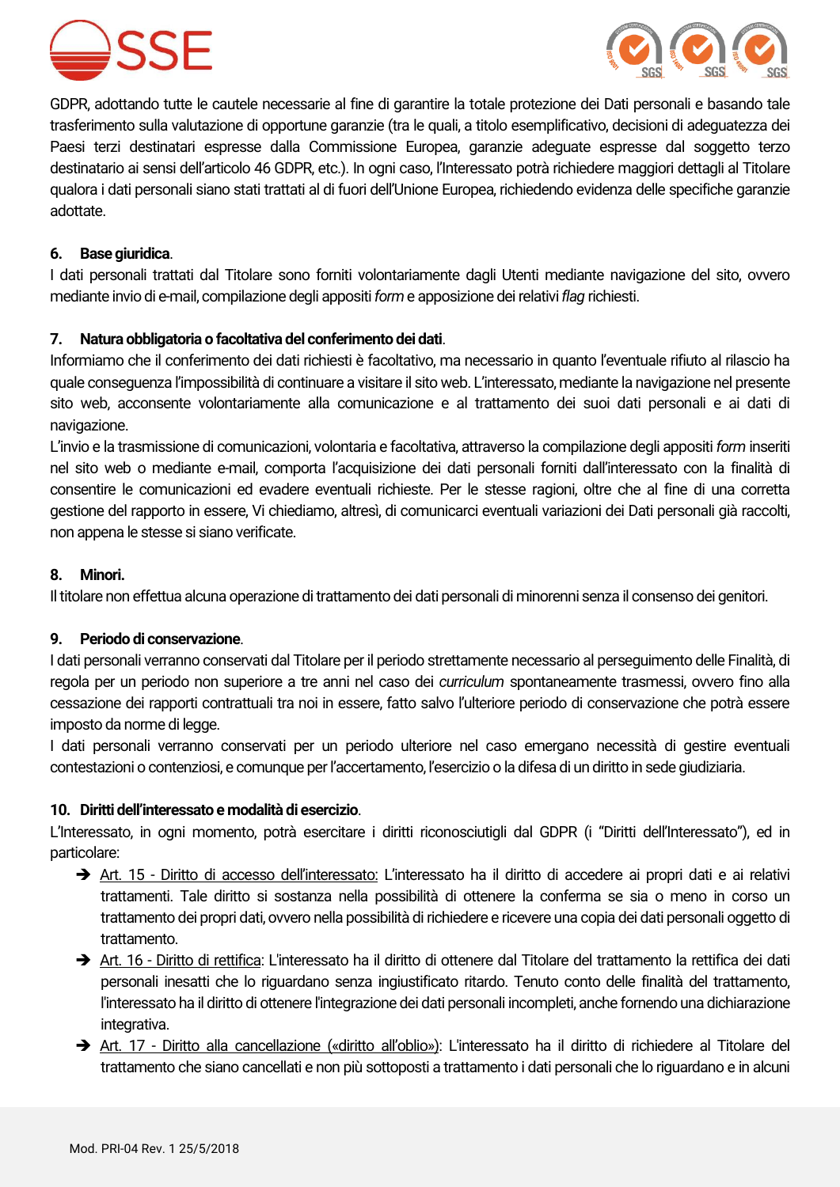GDPR, adottando tutte le cautele necessarie al fine di garantire la totale protezione dei Dati personali e basando tale trasferimento sulla valutazione di opportune garanzie (tra le quali, a titolo esemplificativo, decisioni di adeguatezza dei Paesi terzi destinatari espresse dalla Commissione Europea, garanzie adeguate espresse dal soggetto terzo destinatario ai sensi dell'articolo 46 GDPR, etc.). In ogni caso, l'Interessato potrà richiedere maggiori dettagli al Titolare qualora i dati personali siano stati trattati al di fuori dell'Unione Europea, richiedendo evidenza delle specifiche garanzie adottate.

**6. Base giuridica**.

I dati personali trattati dal Titolare sono forniti volontariamente dagli Utenti mediante navigazione del sito, ovvero mediante invio di e-mail, compilazione degli appositi *form* e apposizione dei relativi *flag* richiesti.

**7. Natura obbligatoria o facoltativa del conferimento dei dati**.

Informiamo che il conferimento dei dati richiesti è facoltativo, ma necessario in quanto l'eventuale rifiuto al rilascio ha quale conseguenza l'impossibilità di continuare a visitare il sito web. L'interessato, mediante la navigazione nel presente sito web, acconsente volontariamente alla comunicazione e al trattamento dei suoi dati personali e ai dati di navigazione.

L'invio e la trasmissione di comunicazioni, volontaria e facoltativa, attraverso la compilazione degli appositi *form* inseriti nel sito web o mediante e-mail, comporta l'acquisizione dei dati personali forniti dall'interessato con la finalità di consentire le comunicazioni ed evadere eventuali richieste. Per le stesse ragioni, oltre che al fine di una corretta gestione del rapporto in essere, Vi chiediamo, altresì, di comunicarci eventuali variazioni dei Dati personali già raccolti, non appena le stesse si siano verificate.

**8. Minori.**

Il titolare non effettua alcuna operazione di trattamento dei dati personali di minorenni senza il consenso dei genitori.

**9. Periodo di conservazione**.

I dati personali verranno conservati dal Titolare per il periodo strettamente necessario al perseguimento delle Finalità, di regola per un periodo non superiore a tre anni nel caso dei *curriculum* spontaneamente trasmessi, ovvero fino alla cessazione dei rapporti contrattuali tra noi in essere, fatto salvo l'ulteriore periodo di conservazione che potrà essere imposto da norme di legge.

I dati personali verranno conservati per un periodo ulteriore nel caso emergano necessità di gestire eventuali contestazioni o contenziosi, e comunque per l'accertamento, l'esercizio o la difesa di un diritto in sede giudiziaria.

**10. Diritti dell'interessato e modalità di esercizio**.

L'Interessato, in ogni momento, potrà esercitare i diritti riconosciutigli dal GDPR (i "Diritti dell'Interessato"), ed in particolare:

- ➔ Art. 15 - Diritto di accesso dell'interessato: L'interessato ha il diritto di accedere ai propri dati e ai relativi trattamenti. Tale diritto si sostanza nella possibilità di ottenere la conferma se sia o meno in corso un trattamento dei propri dati, ovvero nella possibilità di richiedere e ricevere una copia dei dati personali oggetto di trattamento.
- ➔ Art. 16 - Diritto di rettifica: L'interessato ha il diritto di ottenere dal Titolare del trattamento la rettifica dei dati personali inesatti che lo riguardano senza ingiustificato ritardo. Tenuto conto delle finalità del trattamento, l'interessato ha il diritto di ottenere l'integrazione dei dati personali incompleti, anche fornendo una dichiarazione integrativa.
- ➔ Art. 17 - Diritto alla cancellazione («diritto all'oblio»): L'interessato ha il diritto di richiedere al Titolare del trattamento che siano cancellati e non più sottoposti a trattamento i dati personali che lo riguardano e in alcuni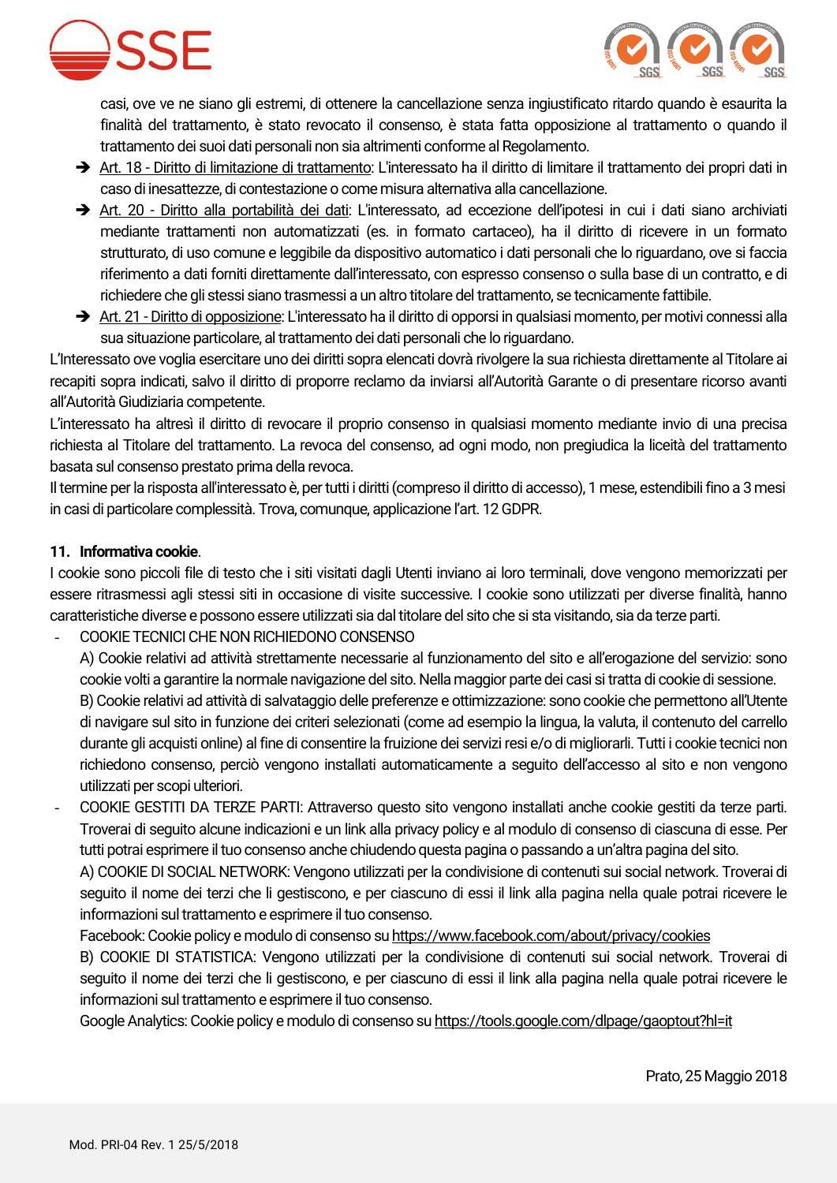casi, ove ve ne siano gli estremi, di ottenere la cancellazione senza ingiustificato ritardo quando è esaurita la finalità del trattamento, è stato revocato il consenso, è stata fatta opposizione al trattamento o quando il trattamento dei suoi dati personali non sia altrimenti conforme al Regolamento.

- ➔ Art. 18 - Diritto di limitazione di trattamento: L'interessato ha il diritto di limitare il trattamento dei propri dati in caso di inesattezze, di contestazione o come misura alternativa alla cancellazione.
- ➔ Art. 20 - Diritto alla portabilità dei dati: L'interessato, ad eccezione dell'ipotesi in cui i dati siano archiviati mediante trattamenti non automatizzati (es. in formato cartaceo), ha il diritto di ricevere in un formato strutturato, di uso comune e leggibile da dispositivo automatico i dati personali che lo riguardano, ove si faccia riferimento a dati forniti direttamente dall'interessato, con espresso consenso o sulla base di un contratto, e di richiedere che gli stessi siano trasmessi a un altro titolare del trattamento, se tecnicamente fattibile.
- ➔ Art. 21 - Diritto di opposizione: L'interessato ha il diritto di opporsi in qualsiasi momento, per motivi connessi alla sua situazione particolare, al trattamento dei dati personali che lo riguardano.

L'Interessato ove voglia esercitare uno dei diritti sopra elencati dovrà rivolgere la sua richiesta direttamente al Titolare ai recapiti sopra indicati, salvo il diritto di proporre reclamo da inviarsi all'Autorità Garante o di presentare ricorso avanti all'Autorità Giudiziaria competente.

L'interessato ha altresì il diritto di revocare il proprio consenso in qualsiasi momento mediante invio di una precisa richiesta al Titolare del trattamento. La revoca del consenso, ad ogni modo, non pregiudica la liceità del trattamento basata sul consenso prestato prima della revoca.

Il termine per la risposta all'interessato è, per tutti i diritti (compreso il diritto di accesso), 1 mese, estendibili fino a 3 mesi in casi di particolare complessità. Trova, comunque, applicazione l'art. 12 GDPR.

## 11. Informativa cookie.

I cookie sono piccoli file di testo che i siti visitati dagli Utenti inviano ai loro terminali, dove vengono memorizzati per essere ritrasmessi agli stessi siti in occasione di visite successive. I cookie sono utilizzati per diverse finalità, hanno caratteristiche diverse e possono essere utilizzati sia dal titolare del sito che si sta visitando, sia da terze parti.

- COOKIE TECNICI CHE NON RICHIEDONO CONSENSO

  A) Cookie relativi ad attività strettamente necessarie al funzionamento del sito e all'erogazione del servizio: sono cookie volti a garantire la normale navigazione del sito. Nella maggior parte dei casi si tratta di cookie di sessione.

  B) Cookie relativi ad attività di salvataggio delle preferenze e ottimizzazione: sono cookie che permettono all'Utente di navigare sul sito in funzione dei criteri selezionati (come ad esempio la lingua, la valuta, il contenuto del carrello durante gli acquisti online) al fine di consentire la fruizione dei servizi resi e/o di migliorarli. Tutti i cookie tecnici non richiedono consenso, perciò vengono installati automaticamente a seguito dell'accesso al sito e non vengono utilizzati per scopi ulteriori.

- COOKIE GESTITI DA TERZE PARTI: Attraverso questo sito vengono installati anche cookie gestiti da terze parti. Troverai di seguito alcune indicazioni e un link alla privacy policy e al modulo di consenso di ciascuna di esse. Per tutti potrai esprimere il tuo consenso anche chiudendo questa pagina o passando a un'altra pagina del sito.

  A) COOKIE DI SOCIAL NETWORK: Vengono utilizzati per la condivisione di contenuti sui social network. Troverai di seguito il nome dei terzi che li gestiscono, e per ciascuno di essi il link alla pagina nella quale potrai ricevere le informazioni sul trattamento e esprimere il tuo consenso.

  Facebook: Cookie policy e modulo di consenso su https://www.facebook.com/about/privacy/cookies

  B) COOKIE DI STATISTICA: Vengono utilizzati per la condivisione di contenuti sui social network. Troverai di seguito il nome dei terzi che li gestiscono, e per ciascuno di essi il link alla pagina nella quale potrai ricevere le informazioni sul trattamento e esprimere il tuo consenso.

  Google Analytics: Cookie policy e modulo di consenso su https://tools.google.com/dlpage/gaoptout?hl=it

Prato, 25 Maggio 2018

Mod. PRI-04 Rev. 1 25/5/2018